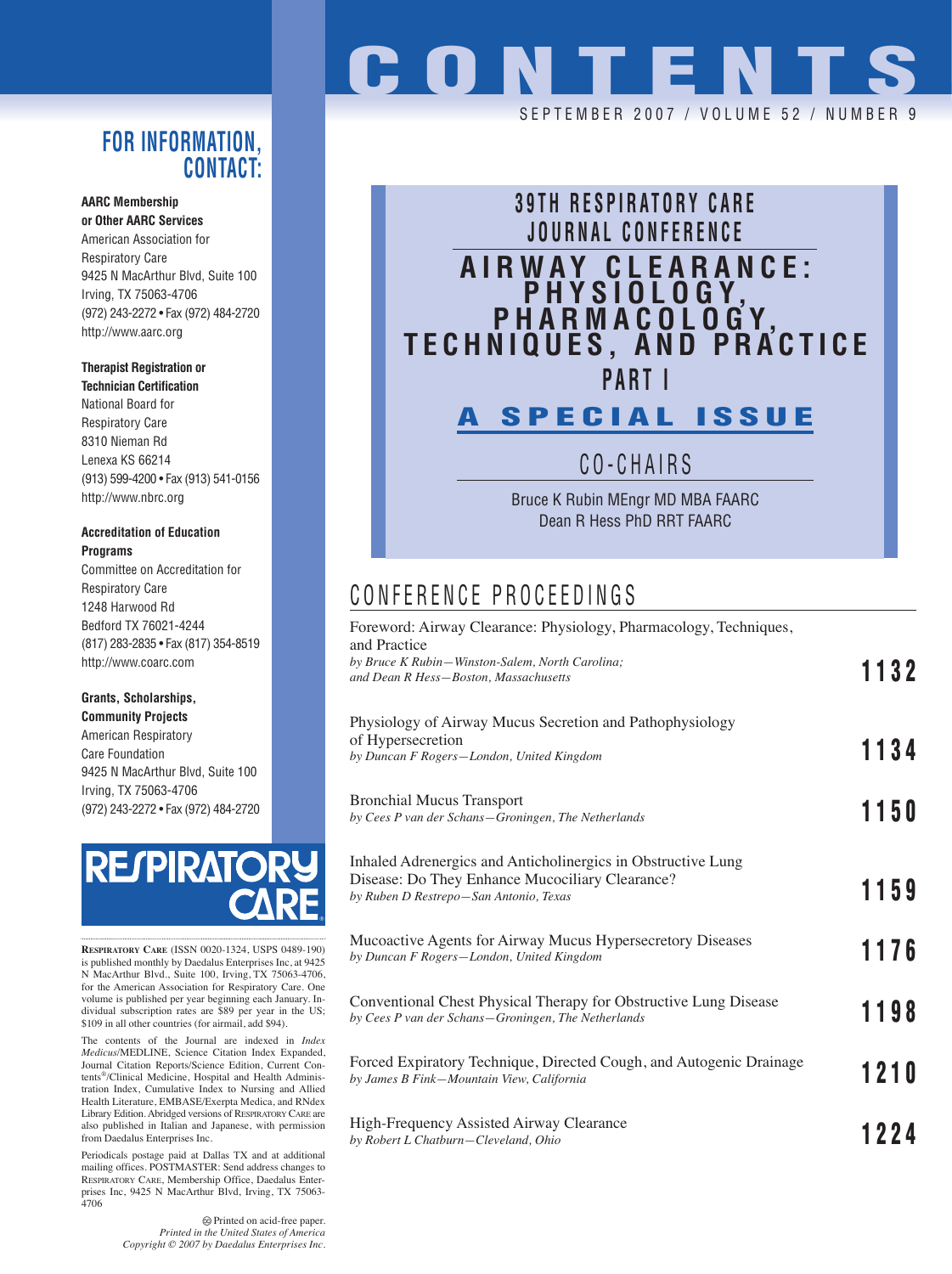# CONTENTS

SEPTEMBER 2007 / VOLUME 52 / NUMBER 9

## FOR INFORMATION, CONTACT:

**AARC Membership or Other AARC Services**
American Association for Respiratory Care
9425 N MacArthur Blvd, Suite 100
Irving, TX 75063-4706
(972) 243-2272 • Fax (972) 484-2720
http://www.aarc.org

**Therapist Registration or Technician Certification**
National Board for Respiratory Care
8310 Nieman Rd
Lenexa KS 66214
(913) 599-4200 • Fax (913) 541-0156
http://www.nbrc.org

**Accreditation of Education Programs**
Committee on Accreditation for Respiratory Care
1248 Harwood Rd
Bedford TX 76021-4244
(817) 283-2835 • Fax (817) 354-8519
http://www.coarc.com

**Grants, Scholarships, Community Projects**
American Respiratory Care Foundation
9425 N MacArthur Blvd, Suite 100
Irving, TX 75063-4706
(972) 243-2272 • Fax (972) 484-2720

**RESPIRATORY CARE**

RESPIRATORY CARE (ISSN 0020-1324, USPS 0489-190) is published monthly by Daedalus Enterprises Inc, at 9425 N MacArthur Blvd., Suite 100, Irving, TX 75063-4706, for the American Association for Respiratory Care. One volume is published per year beginning each January. Individual subscription rates are $89 per year in the US; $109 in all other countries (for airmail, add $94).

The contents of the Journal are indexed in *Index Medicus*/MEDLINE, Science Citation Index Expanded, Journal Citation Reports/Science Edition, Current Contents®/Clinical Medicine, Hospital and Health Administration Index, Cumulative Index to Nursing and Allied Health Literature, EMBASE/Exerpta Medica, and RNdex Library Edition. Abridged versions of RESPIRATORY CARE are also published in Italian and Japanese, with permission from Daedalus Enterprises Inc.

Periodicals postage paid at Dallas TX and at additional mailing offices. POSTMASTER: Send address changes to RESPIRATORY CARE, Membership Office, Daedalus Enterprises Inc, 9425 N MacArthur Blvd, Irving, TX 75063-4706

Printed on acid-free paper.
*Printed in the United States of America*
*Copyright © 2007 by Daedalus Enterprises Inc.*

## 39TH RESPIRATORY CARE JOURNAL CONFERENCE

# AIRWAY CLEARANCE: PHYSIOLOGY, PHARMACOLOGY, TECHNIQUES, AND PRACTICE

## PART I

## A SPECIAL ISSUE

### CO-CHAIRS

Bruce K Rubin MEngr MD MBA FAARC
Dean R Hess PhD RRT FAARC

## CONFERENCE PROCEEDINGS

Foreword: Airway Clearance: Physiology, Pharmacology, Techniques, and Practice
*by Bruce K Rubin—Winston-Salem, North Carolina; and Dean R Hess—Boston, Massachusetts* — **1132**

Physiology of Airway Mucus Secretion and Pathophysiology of Hypersecretion
*by Duncan F Rogers—London, United Kingdom* — **1134**

Bronchial Mucus Transport
*by Cees P van der Schans—Groningen, The Netherlands* — **1150**

Inhaled Adrenergics and Anticholinergics in Obstructive Lung Disease: Do They Enhance Mucociliary Clearance?
*by Ruben D Restrepo—San Antonio, Texas* — **1159**

Mucoactive Agents for Airway Mucus Hypersecretory Diseases
*by Duncan F Rogers—London, United Kingdom* — **1176**

Conventional Chest Physical Therapy for Obstructive Lung Disease
*by Cees P van der Schans—Groningen, The Netherlands* — **1198**

Forced Expiratory Technique, Directed Cough, and Autogenic Drainage
*by James B Fink—Mountain View, California* — **1210**

High-Frequency Assisted Airway Clearance
*by Robert L Chatburn—Cleveland, Ohio* — **1224**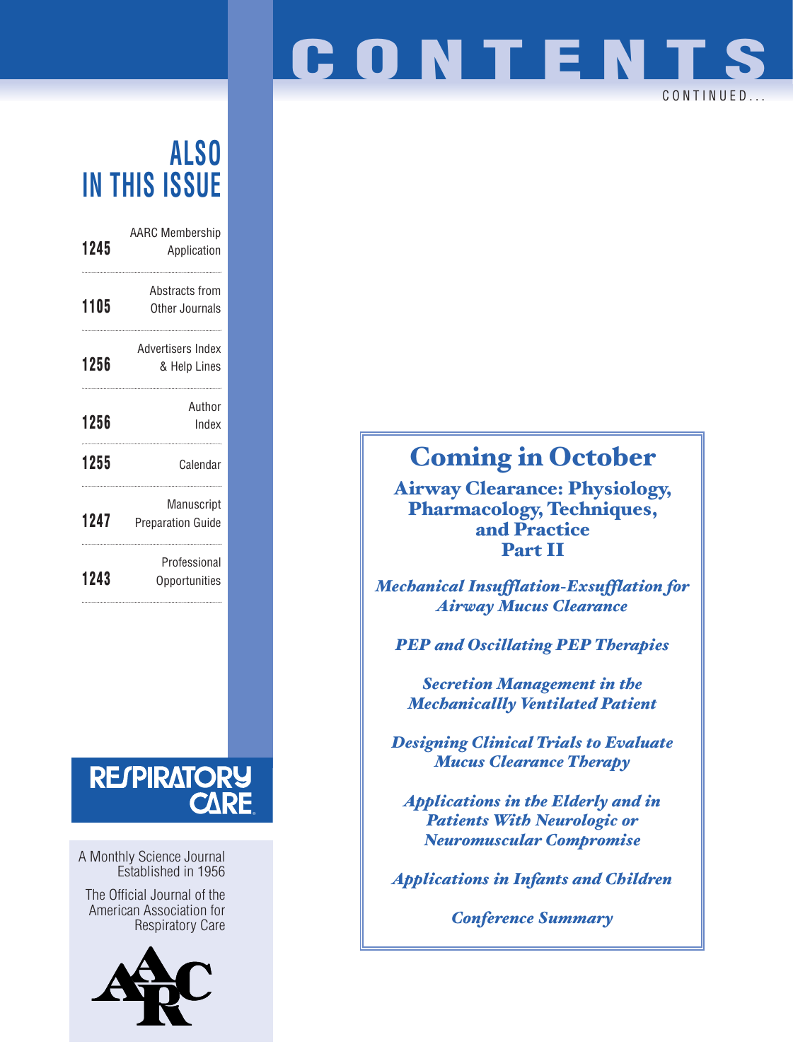# CONTENTS

CONTINUED...

## ALSO IN THIS ISSUE

| | |
|---|---|
| 1245 | AARC Membership Application |
| 1105 | Abstracts from Other Journals |
| 1256 | Advertisers Index & Help Lines |
| 1256 | Author Index |
| 1255 | Calendar |
| 1247 | Manuscript Preparation Guide |
| 1243 | Professional Opportunities |

**RESPIRATORY CARE**

A Monthly Science Journal
Established in 1956

The Official Journal of the
American Association for
Respiratory Care

AARC

## Coming in October

### Airway Clearance: Physiology, Pharmacology, Techniques, and Practice Part II

*Mechanical Insufflation-Exsufflation for Airway Mucus Clearance*

*PEP and Oscillating PEP Therapies*

*Secretion Management in the Mechanicallly Ventilated Patient*

*Designing Clinical Trials to Evaluate Mucus Clearance Therapy*

*Applications in the Elderly and in Patients With Neurologic or Neuromuscular Compromise*

*Applications in Infants and Children*

*Conference Summary*